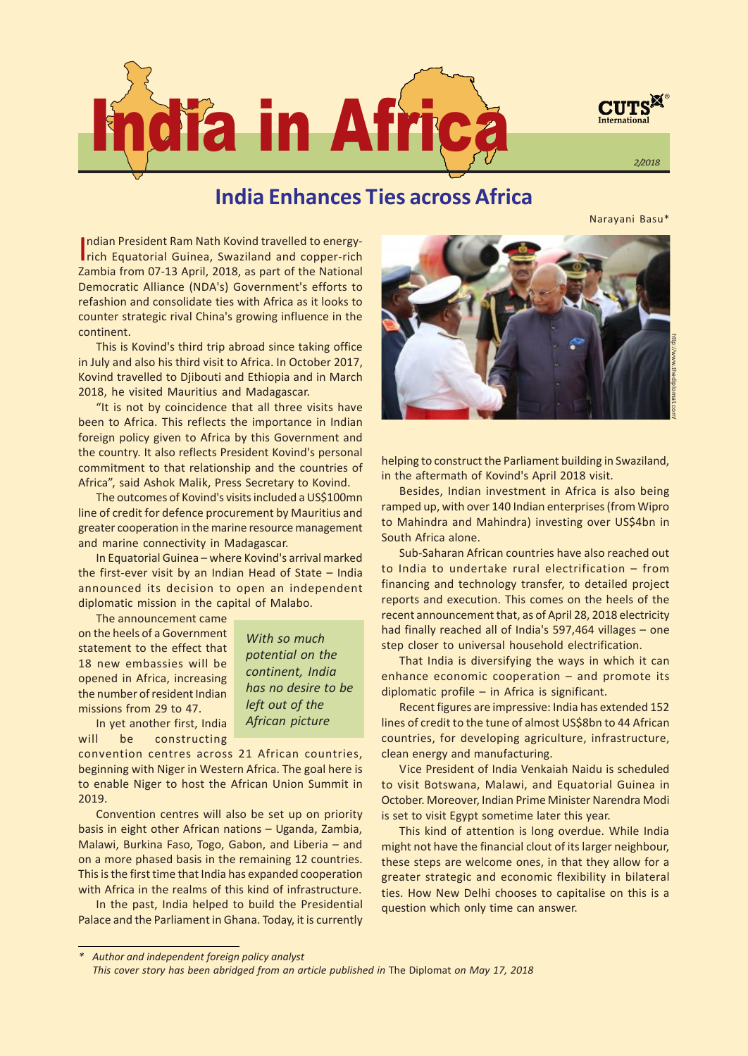# India in Africa

2/2018

## India Enhances Ties across Africa

Narayani Basu*

Indian President Ram Nath Kovind travelled to energy-rich Equatorial Guinea, Swaziland and copper-rich Zambia from 07-13 April, 2018, as part of the National Democratic Alliance (NDA's) Government's efforts to refashion and consolidate ties with Africa as it looks to counter strategic rival China's growing influence in the continent.

This is Kovind's third trip abroad since taking office in July and also his third visit to Africa. In October 2017, Kovind travelled to Djibouti and Ethiopia and in March 2018, he visited Mauritius and Madagascar.

"It is not by coincidence that all three visits have been to Africa. This reflects the importance in Indian foreign policy given to Africa by this Government and the country. It also reflects President Kovind's personal commitment to that relationship and the countries of Africa", said Ashok Malik, Press Secretary to Kovind.

The outcomes of Kovind's visits included a US$100mn line of credit for defence procurement by Mauritius and greater cooperation in the marine resource management and marine connectivity in Madagascar.

In Equatorial Guinea – where Kovind's arrival marked the first-ever visit by an Indian Head of State – India announced its decision to open an independent diplomatic mission in the capital of Malabo.

The announcement came on the heels of a Government statement to the effect that 18 new embassies will be opened in Africa, increasing the number of resident Indian missions from 29 to 47.

> *With so much potential on the continent, India has no desire to be left out of the African picture*

In yet another first, India will be constructing convention centres across 21 African countries, beginning with Niger in Western Africa. The goal here is to enable Niger to host the African Union Summit in 2019.

Convention centres will also be set up on priority basis in eight other African nations – Uganda, Zambia, Malawi, Burkina Faso, Togo, Gabon, and Liberia – and on a more phased basis in the remaining 12 countries. This is the first time that India has expanded cooperation with Africa in the realms of this kind of infrastructure.

In the past, India helped to build the Presidential Palace and the Parliament in Ghana. Today, it is currently helping to construct the Parliament building in Swaziland, in the aftermath of Kovind's April 2018 visit.

Besides, Indian investment in Africa is also being ramped up, with over 140 Indian enterprises (from Wipro to Mahindra and Mahindra) investing over US$4bn in South Africa alone.

Sub-Saharan African countries have also reached out to India to undertake rural electrification – from financing and technology transfer, to detailed project reports and execution. This comes on the heels of the recent announcement that, as of April 28, 2018 electricity had finally reached all of India's 597,464 villages – one step closer to universal household electrification.

That India is diversifying the ways in which it can enhance economic cooperation – and promote its diplomatic profile – in Africa is significant.

Recent figures are impressive: India has extended 152 lines of credit to the tune of almost US$8bn to 44 African countries, for developing agriculture, infrastructure, clean energy and manufacturing.

Vice President of India Venkaiah Naidu is scheduled to visit Botswana, Malawi, and Equatorial Guinea in October. Moreover, Indian Prime Minister Narendra Modi is set to visit Egypt sometime later this year.

This kind of attention is long overdue. While India might not have the financial clout of its larger neighbour, these steps are welcome ones, in that they allow for a greater strategic and economic flexibility in bilateral ties. How New Delhi chooses to capitalise on this is a question which only time can answer.

---

\* *Author and independent foreign policy analyst*
*This cover story has been abridged from an article published in* The Diplomat *on May 17, 2018*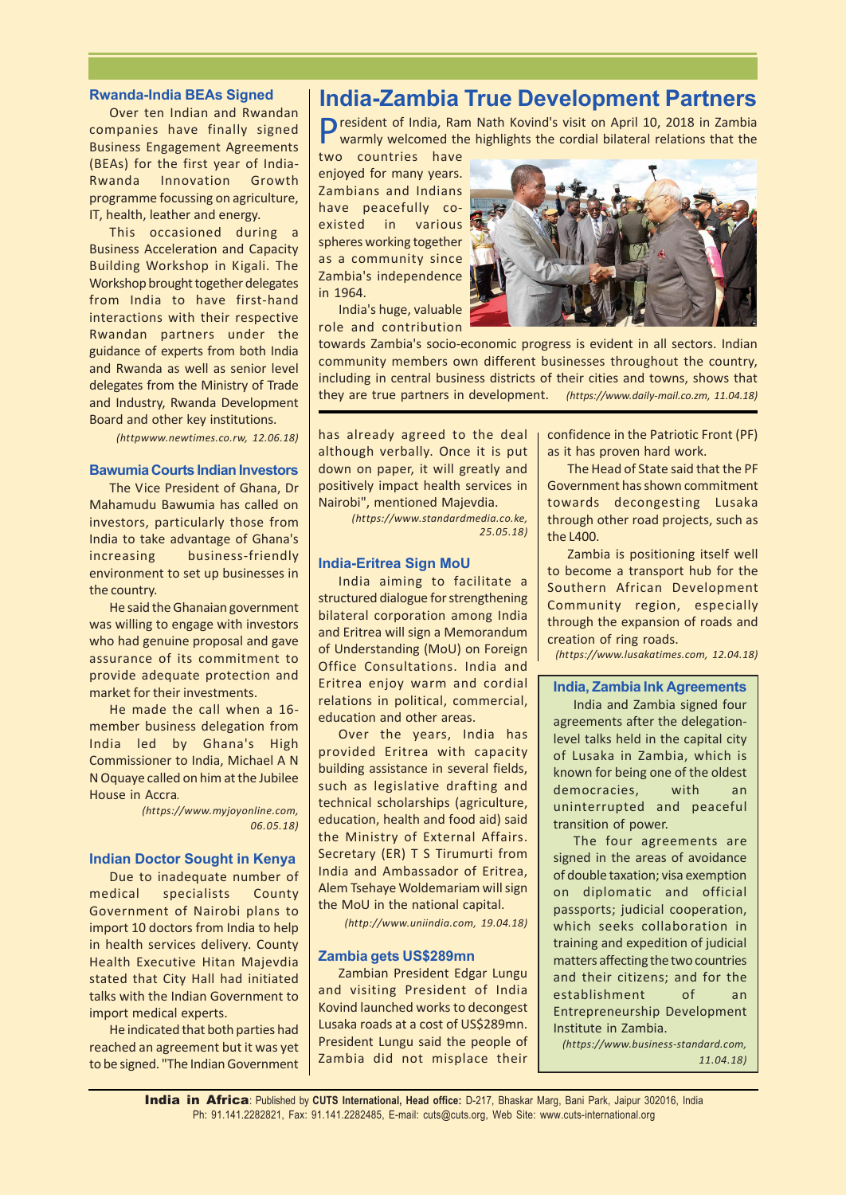## Rwanda-India BEAs Signed

Over ten Indian and Rwandan companies have finally signed Business Engagement Agreements (BEAs) for the first year of India-Rwanda Innovation Growth programme focussing on agriculture, IT, health, leather and energy.

This occasioned during a Business Acceleration and Capacity Building Workshop in Kigali. The Workshop brought together delegates from India to have first-hand interactions with their respective Rwandan partners under the guidance of experts from both India and Rwanda as well as senior level delegates from the Ministry of Trade and Industry, Rwanda Development Board and other key institutions.

*(httpwww.newtimes.co.rw, 12.06.18)*

## Bawumia Courts Indian Investors

The Vice President of Ghana, Dr Mahamudu Bawumia has called on investors, particularly those from India to take advantage of Ghana's increasing business-friendly environment to set up businesses in the country.

He said the Ghanaian government was willing to engage with investors who had genuine proposal and gave assurance of its commitment to provide adequate protection and market for their investments.

He made the call when a 16-member business delegation from India led by Ghana's High Commissioner to India, Michael A N N Oquaye called on him at the Jubilee House in Accra.

*(https://www.myjoyonline.com, 06.05.18)*

## Indian Doctor Sought in Kenya

Due to inadequate number of medical specialists County Government of Nairobi plans to import 10 doctors from India to help in health services delivery. County Health Executive Hitan Majevdia stated that City Hall had initiated talks with the Indian Government to import medical experts.

He indicated that both parties had reached an agreement but it was yet to be signed. "The Indian Government has already agreed to the deal although verbally. Once it is put down on paper, it will greatly and positively impact health services in Nairobi", mentioned Majevdia.

*(https://www.standardmedia.co.ke, 25.05.18)*

# India-Zambia True Development Partners

President of India, Ram Nath Kovind's visit on April 10, 2018 in Zambia warmly welcomed the highlights the cordial bilateral relations that the two countries have enjoyed for many years. Zambians and Indians have peacefully co-existed in various spheres working together as a community since Zambia's independence in 1964.

India's huge, valuable role and contribution towards Zambia's socio-economic progress is evident in all sectors. Indian community members own different businesses throughout the country, including in central business districts of their cities and towns, shows that they are true partners in development. *(https://www.daily-mail.co.zm, 11.04.18)*

## India-Eritrea Sign MoU

India aiming to facilitate a structured dialogue for strengthening bilateral corporation among India and Eritrea will sign a Memorandum of Understanding (MoU) on Foreign Office Consultations. India and Eritrea enjoy warm and cordial relations in political, commercial, education and other areas.

Over the years, India has provided Eritrea with capacity building assistance in several fields, such as legislative drafting and technical scholarships (agriculture, education, health and food aid) said the Ministry of External Affairs. Secretary (ER) T S Tirumurti from India and Ambassador of Eritrea, Alem Tsehaye Woldemariam will sign the MoU in the national capital.

*(http://www.uniindia.com, 19.04.18)*

## Zambia gets US$289mn

Zambian President Edgar Lungu and visiting President of India Kovind launched works to decongest Lusaka roads at a cost of US$289mn. President Lungu said the people of Zambia did not misplace their confidence in the Patriotic Front (PF) as it has proven hard work.

The Head of State said that the PF Government has shown commitment towards decongesting Lusaka through other road projects, such as the L400.

Zambia is positioning itself well to become a transport hub for the Southern African Development Community region, especially through the expansion of roads and creation of ring roads.

*(https://www.lusakatimes.com, 12.04.18)*

## India, Zambia Ink Agreements

India and Zambia signed four agreements after the delegation-level talks held in the capital city of Lusaka in Zambia, which is known for being one of the oldest democracies, with an uninterrupted and peaceful transition of power.

The four agreements are signed in the areas of avoidance of double taxation; visa exemption on diplomatic and official passports; judicial cooperation, which seeks collaboration in training and expedition of judicial matters affecting the two countries and their citizens; and for the establishment of an Entrepreneurship Development Institute in Zambia.

*(https://www.business-standard.com, 11.04.18)*

**India in Africa**: Published by **CUTS International, Head office:** D-217, Bhaskar Marg, Bani Park, Jaipur 302016, India
Ph: 91.141.2282821, Fax: 91.141.2282485, E-mail: cuts@cuts.org, Web Site: www.cuts-international.org